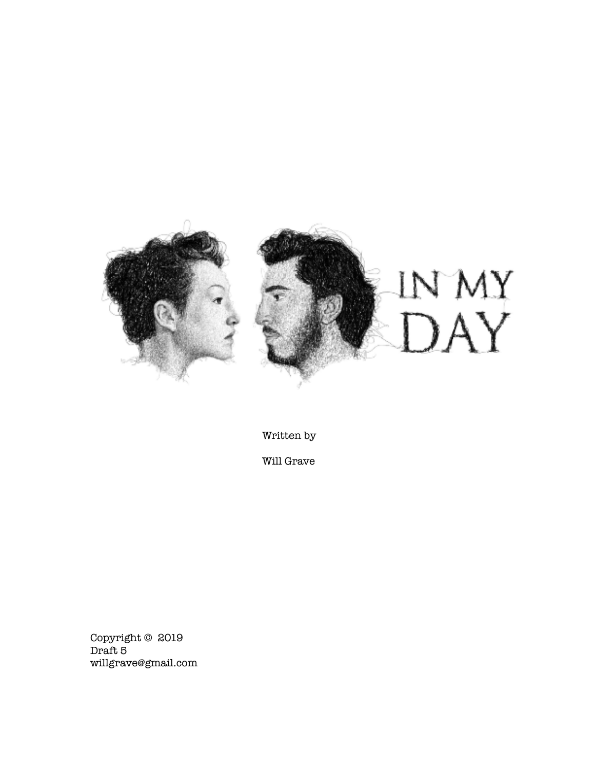# IN MY DAY

Written by

Will Grave

Copyright © 2019
Draft 5
willgrave@gmail.com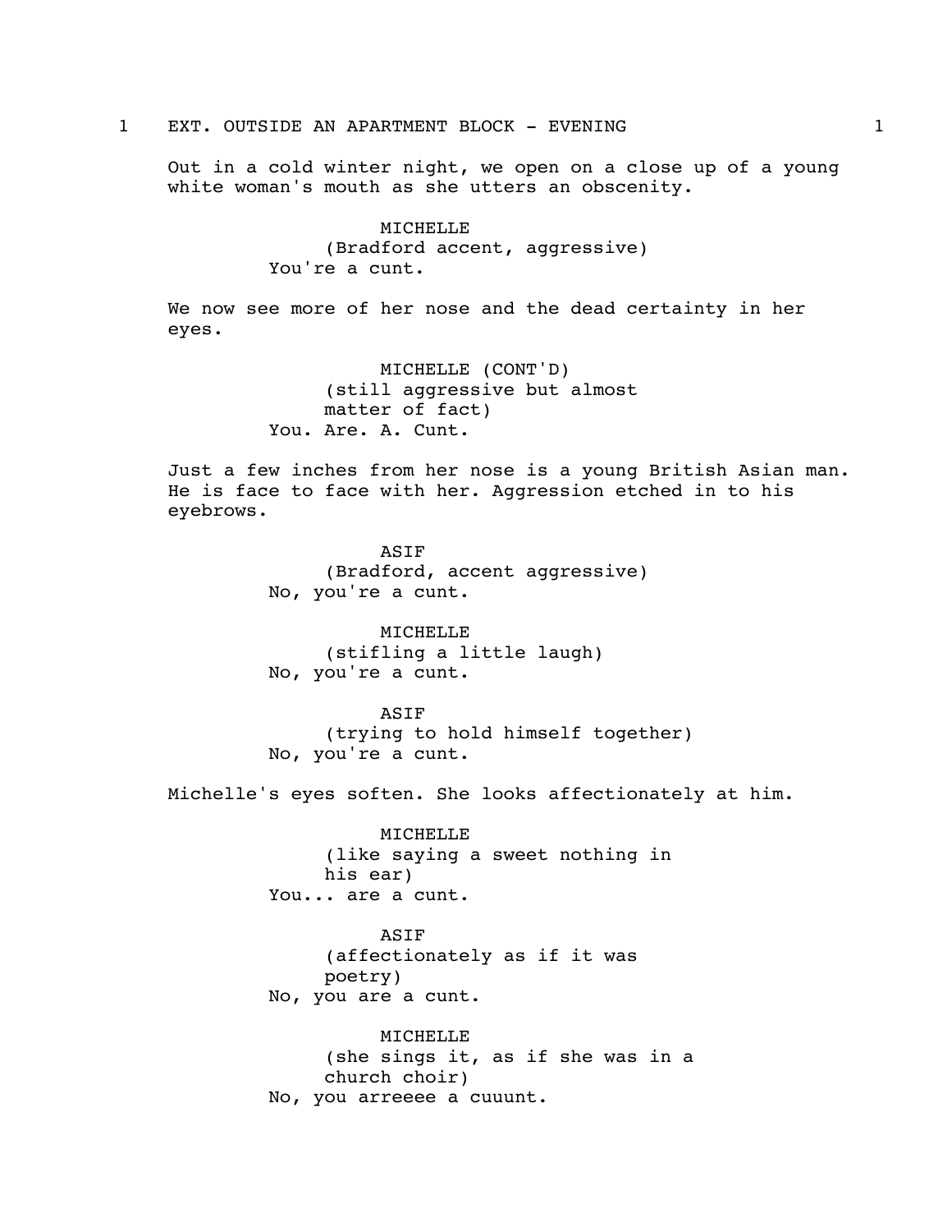1 EXT. OUTSIDE AN APARTMENT BLOCK - EVENING 1

Out in a cold winter night, we open on a close up of a young white woman's mouth as she utters an obscenity.

MICHELLE
(Bradford accent, aggressive)
You're a cunt.

We now see more of her nose and the dead certainty in her eyes.

MICHELLE (CONT'D)
(still aggressive but almost matter of fact)
You. Are. A. Cunt.

Just a few inches from her nose is a young British Asian man. He is face to face with her. Aggression etched in to his eyebrows.

ASIF
(Bradford, accent aggressive)
No, you're a cunt.

MICHELLE
(stifling a little laugh)
No, you're a cunt.

ASIF
(trying to hold himself together)
No, you're a cunt.

Michelle's eyes soften. She looks affectionately at him.

MICHELLE
(like saying a sweet nothing in his ear)
You... are a cunt.

ASIF
(affectionately as if it was poetry)
No, you are a cunt.

MICHELLE
(she sings it, as if she was in a church choir)
No, you arreeee a cuuunt.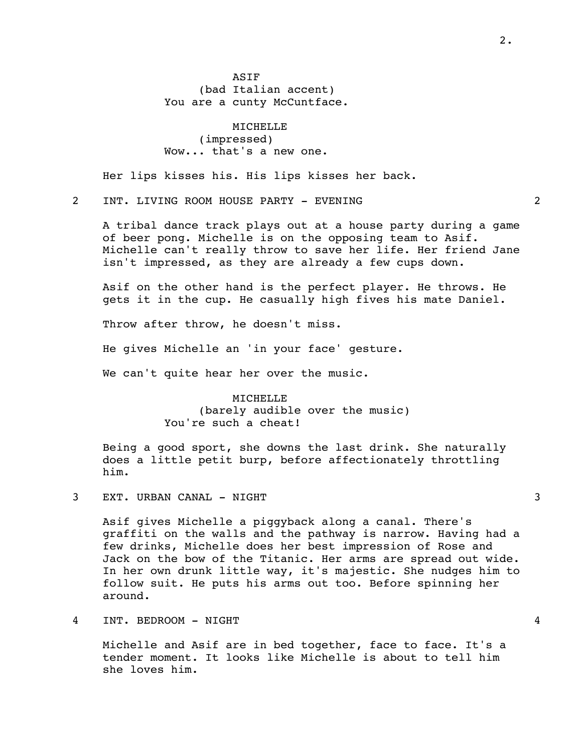ASIF
(bad Italian accent)
You are a cunty McCuntface.

MICHELLE
(impressed)
Wow... that's a new one.

Her lips kisses his. His lips kisses her back.

## 2 INT. LIVING ROOM HOUSE PARTY - EVENING 2

A tribal dance track plays out at a house party during a game of beer pong. Michelle is on the opposing team to Asif. Michelle can't really throw to save her life. Her friend Jane isn't impressed, as they are already a few cups down.

Asif on the other hand is the perfect player. He throws. He gets it in the cup. He casually high fives his mate Daniel.

Throw after throw, he doesn't miss.

He gives Michelle an 'in your face' gesture.

We can't quite hear her over the music.

MICHELLE
(barely audible over the music)
You're such a cheat!

Being a good sport, she downs the last drink. She naturally does a little petit burp, before affectionately throttling him.

## 3 EXT. URBAN CANAL - NIGHT 3

Asif gives Michelle a piggyback along a canal. There's graffiti on the walls and the pathway is narrow. Having had a few drinks, Michelle does her best impression of Rose and Jack on the bow of the Titanic. Her arms are spread out wide. In her own drunk little way, it's majestic. She nudges him to follow suit. He puts his arms out too. Before spinning her around.

## 4 INT. BEDROOM - NIGHT 4

Michelle and Asif are in bed together, face to face. It's a tender moment. It looks like Michelle is about to tell him she loves him.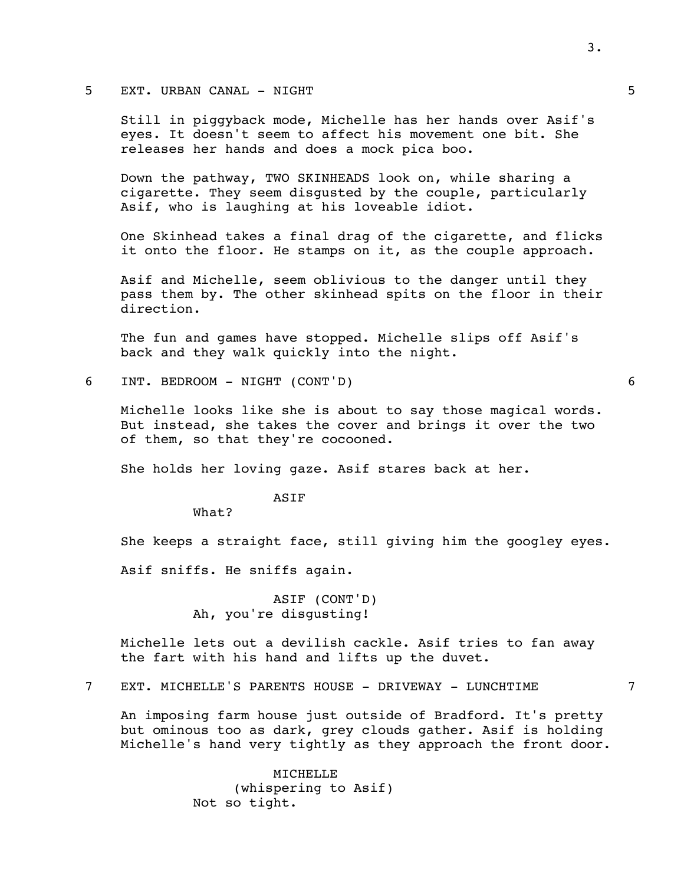5 EXT. URBAN CANAL - NIGHT 5

Still in piggyback mode, Michelle has her hands over Asif's eyes. It doesn't seem to affect his movement one bit. She releases her hands and does a mock pica boo.

Down the pathway, TWO SKINHEADS look on, while sharing a cigarette. They seem disgusted by the couple, particularly Asif, who is laughing at his loveable idiot.

One Skinhead takes a final drag of the cigarette, and flicks it onto the floor. He stamps on it, as the couple approach.

Asif and Michelle, seem oblivious to the danger until they pass them by. The other skinhead spits on the floor in their direction.

The fun and games have stopped. Michelle slips off Asif's back and they walk quickly into the night.

6 INT. BEDROOM - NIGHT (CONT'D) 6

Michelle looks like she is about to say those magical words. But instead, she takes the cover and brings it over the two of them, so that they're cocooned.

She holds her loving gaze. Asif stares back at her.

ASIF
What?

She keeps a straight face, still giving him the googley eyes.

Asif sniffs. He sniffs again.

ASIF (CONT'D)
Ah, you're disgusting!

Michelle lets out a devilish cackle. Asif tries to fan away the fart with his hand and lifts up the duvet.

7 EXT. MICHELLE'S PARENTS HOUSE - DRIVEWAY - LUNCHTIME 7

An imposing farm house just outside of Bradford. It's pretty but ominous too as dark, grey clouds gather. Asif is holding Michelle's hand very tightly as they approach the front door.

MICHELLE
(whispering to Asif)
Not so tight.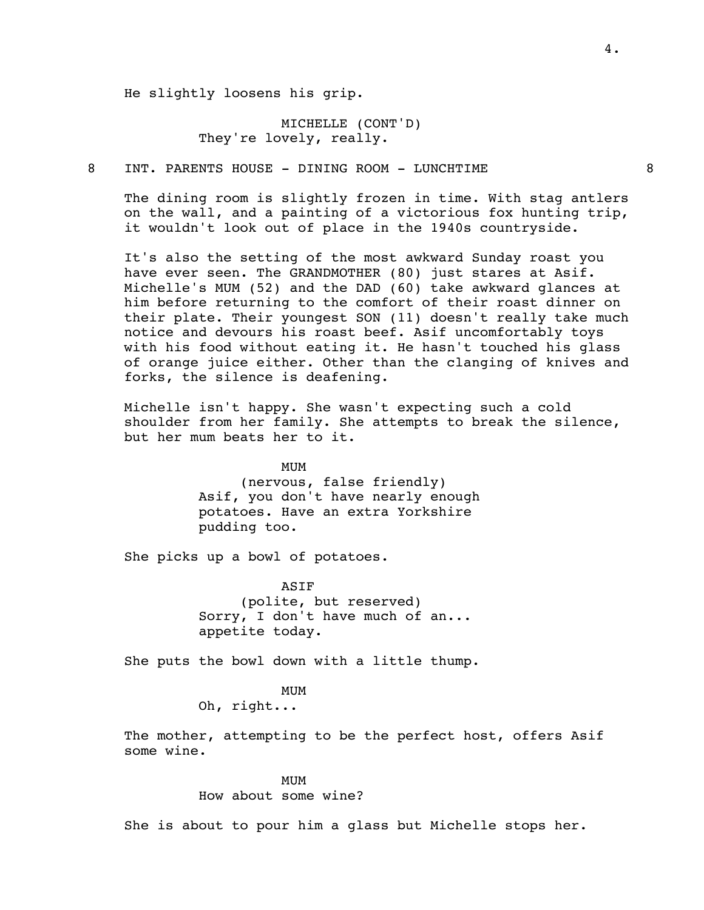He slightly loosens his grip.

MICHELLE (CONT'D)
They're lovely, really.

8 INT. PARENTS HOUSE - DINING ROOM - LUNCHTIME 8

The dining room is slightly frozen in time. With stag antlers on the wall, and a painting of a victorious fox hunting trip, it wouldn't look out of place in the 1940s countryside.

It's also the setting of the most awkward Sunday roast you have ever seen. The GRANDMOTHER (80) just stares at Asif. Michelle's MUM (52) and the DAD (60) take awkward glances at him before returning to the comfort of their roast dinner on their plate. Their youngest SON (11) doesn't really take much notice and devours his roast beef. Asif uncomfortably toys with his food without eating it. He hasn't touched his glass of orange juice either. Other than the clanging of knives and forks, the silence is deafening.

Michelle isn't happy. She wasn't expecting such a cold shoulder from her family. She attempts to break the silence, but her mum beats her to it.

MUM
(nervous, false friendly)
Asif, you don't have nearly enough potatoes. Have an extra Yorkshire pudding too.

She picks up a bowl of potatoes.

ASIF
(polite, but reserved)
Sorry, I don't have much of an... appetite today.

She puts the bowl down with a little thump.

MUM
Oh, right...

The mother, attempting to be the perfect host, offers Asif some wine.

MUM
How about some wine?

She is about to pour him a glass but Michelle stops her.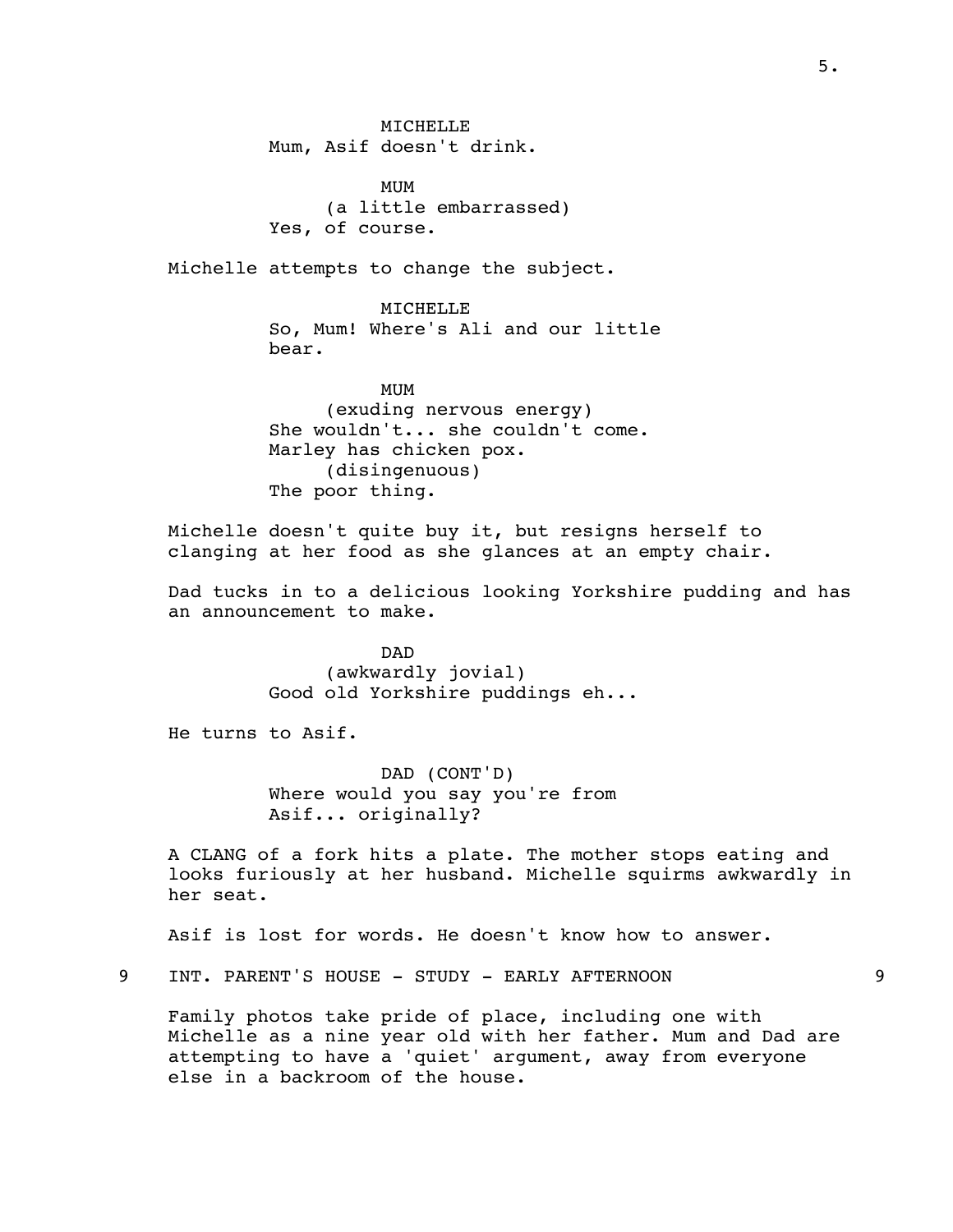MICHELLE
Mum, Asif doesn't drink.

MUM
(a little embarrassed)
Yes, of course.

Michelle attempts to change the subject.

MICHELLE
So, Mum! Where's Ali and our little bear.

MUM
(exuding nervous energy)
She wouldn't... she couldn't come. Marley has chicken pox.
(disingenuous)
The poor thing.

Michelle doesn't quite buy it, but resigns herself to clanging at her food as she glances at an empty chair.

Dad tucks in to a delicious looking Yorkshire pudding and has an announcement to make.

DAD
(awkwardly jovial)
Good old Yorkshire puddings eh...

He turns to Asif.

DAD (CONT'D)
Where would you say you're from Asif... originally?

A CLANG of a fork hits a plate. The mother stops eating and looks furiously at her husband. Michelle squirms awkwardly in her seat.

Asif is lost for words. He doesn't know how to answer.

9 INT. PARENT'S HOUSE - STUDY - EARLY AFTERNOON 9

Family photos take pride of place, including one with Michelle as a nine year old with her father. Mum and Dad are attempting to have a 'quiet' argument, away from everyone else in a backroom of the house.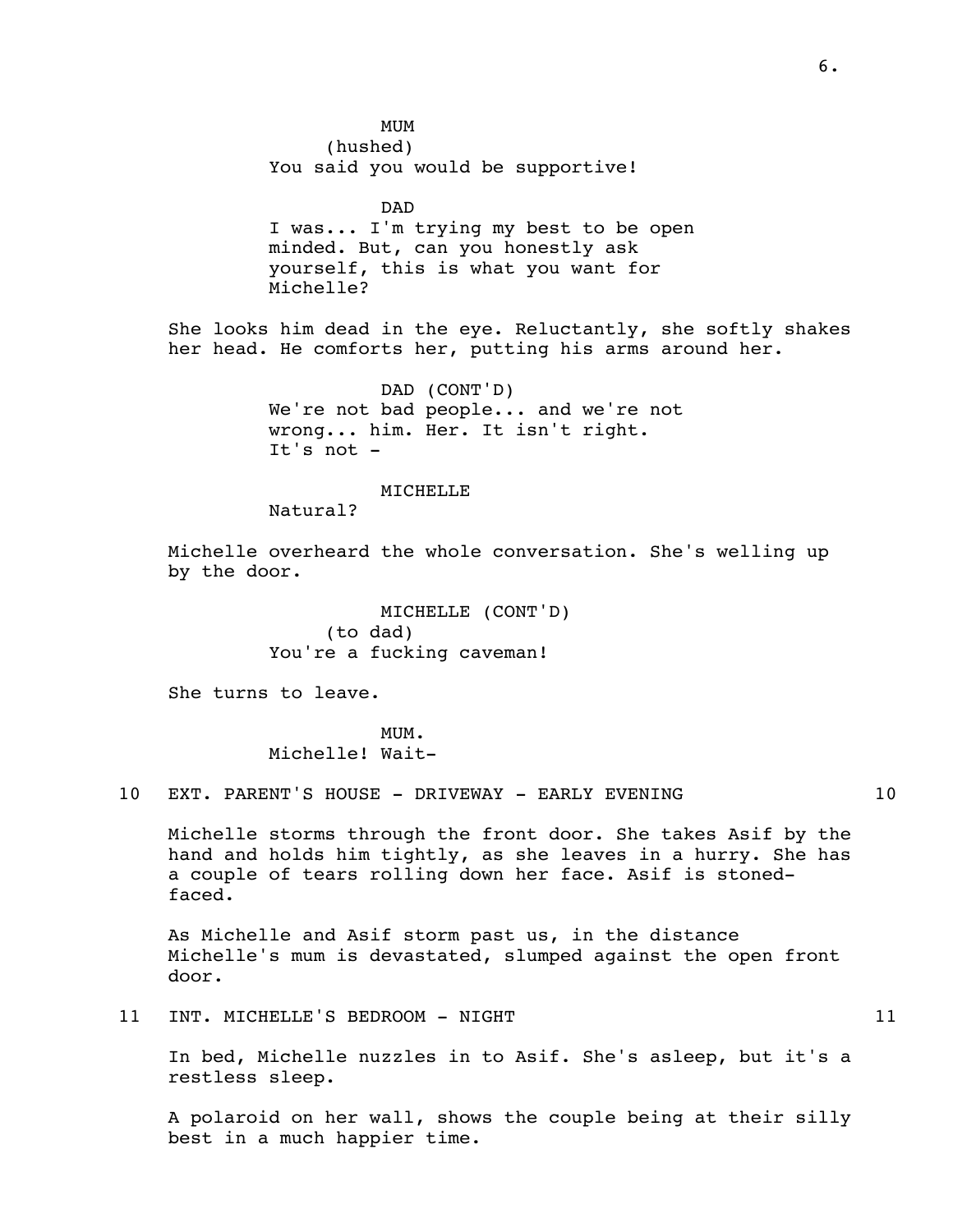MUM
(hushed)
You said you would be supportive!

DAD
I was... I'm trying my best to be open minded. But, can you honestly ask yourself, this is what you want for Michelle?

She looks him dead in the eye. Reluctantly, she softly shakes her head. He comforts her, putting his arms around her.

DAD (CONT'D)
We're not bad people... and we're not wrong... him. Her. It isn't right. It's not -

MICHELLE
Natural?

Michelle overheard the whole conversation. She's welling up by the door.

MICHELLE (CONT'D)
(to dad)
You're a fucking caveman!

She turns to leave.

MUM.
Michelle! Wait-

10 EXT. PARENT'S HOUSE - DRIVEWAY - EARLY EVENING 10

Michelle storms through the front door. She takes Asif by the hand and holds him tightly, as she leaves in a hurry. She has a couple of tears rolling down her face. Asif is stoned-faced.

As Michelle and Asif storm past us, in the distance Michelle's mum is devastated, slumped against the open front door.

11 INT. MICHELLE'S BEDROOM - NIGHT 11

In bed, Michelle nuzzles in to Asif. She's asleep, but it's a restless sleep.

A polaroid on her wall, shows the couple being at their silly best in a much happier time.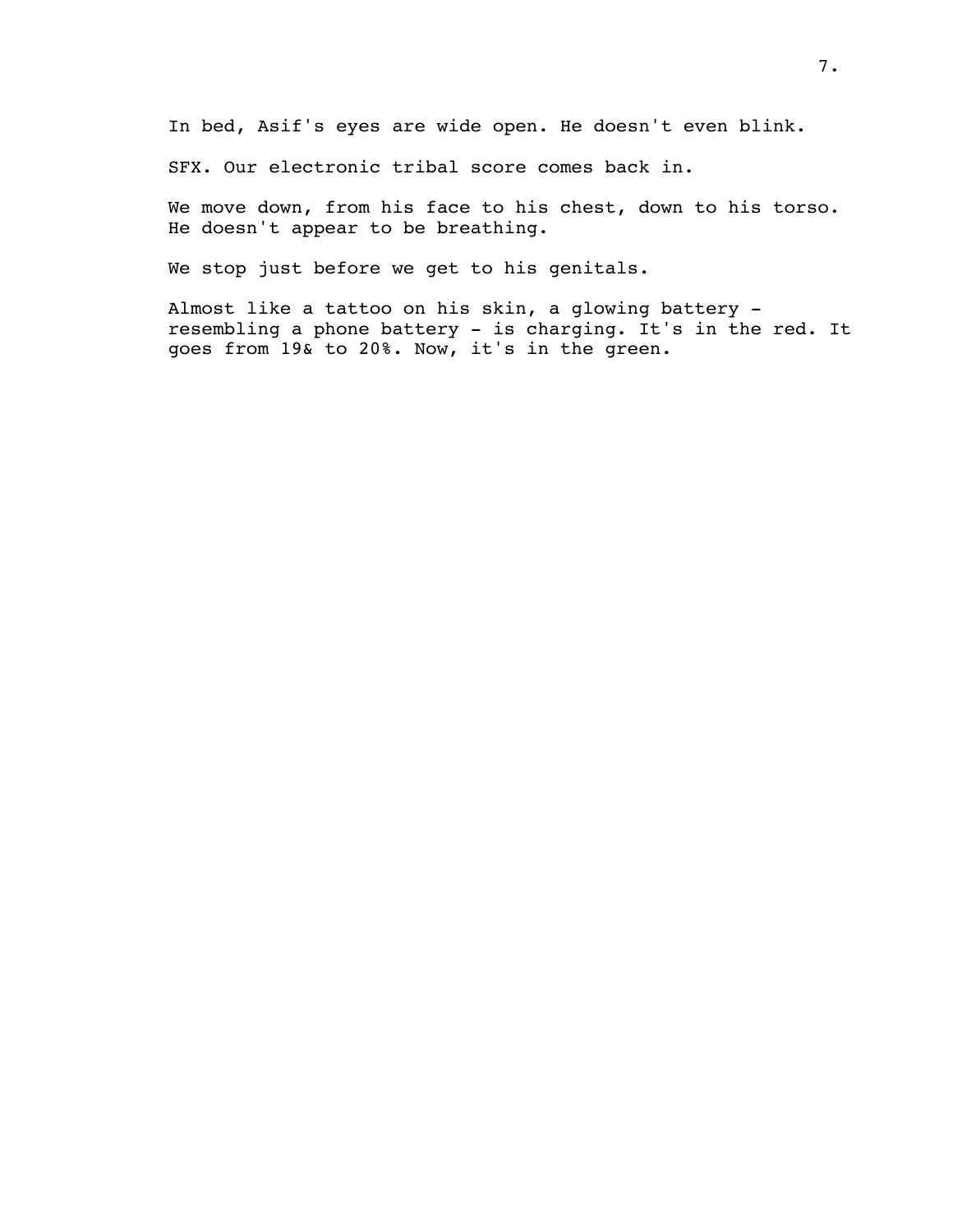In bed, Asif's eyes are wide open. He doesn't even blink.

SFX. Our electronic tribal score comes back in.

We move down, from his face to his chest, down to his torso. He doesn't appear to be breathing.

We stop just before we get to his genitals.

Almost like a tattoo on his skin, a glowing battery - resembling a phone battery - is charging. It's in the red. It goes from 19& to 20%. Now, it's in the green.